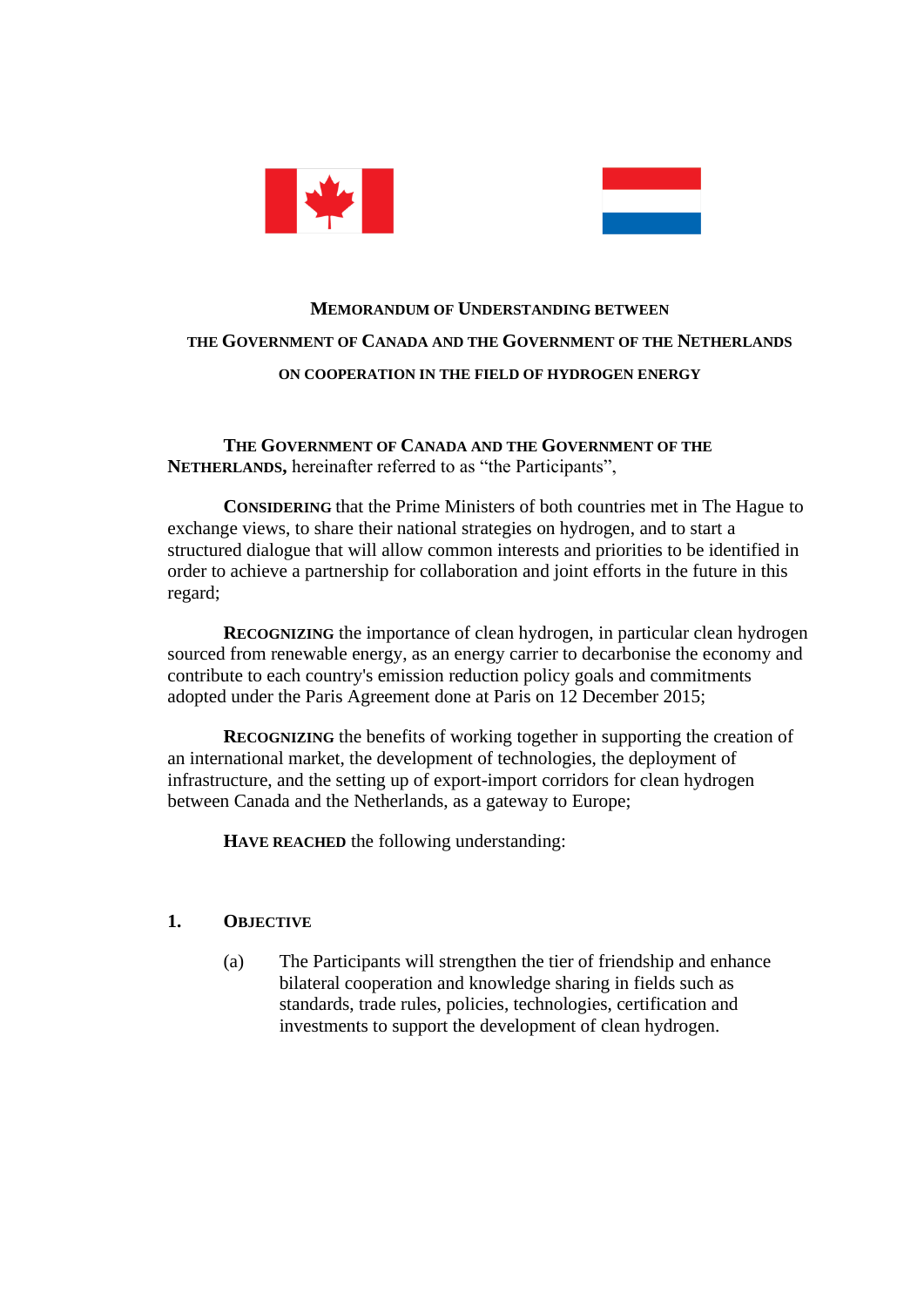# MEMORANDUM OF UNDERSTANDING BETWEEN THE GOVERNMENT OF CANADA AND THE GOVERNMENT OF THE NETHERLANDS ON COOPERATION IN THE FIELD OF HYDROGEN ENERGY

**THE GOVERNMENT OF CANADA AND THE GOVERNMENT OF THE NETHERLANDS,** hereinafter referred to as "the Participants",

**CONSIDERING** that the Prime Ministers of both countries met in The Hague to exchange views, to share their national strategies on hydrogen, and to start a structured dialogue that will allow common interests and priorities to be identified in order to achieve a partnership for collaboration and joint efforts in the future in this regard;

**RECOGNIZING** the importance of clean hydrogen, in particular clean hydrogen sourced from renewable energy, as an energy carrier to decarbonise the economy and contribute to each country's emission reduction policy goals and commitments adopted under the Paris Agreement done at Paris on 12 December 2015;

**RECOGNIZING** the benefits of working together in supporting the creation of an international market, the development of technologies, the deployment of infrastructure, and the setting up of export-import corridors for clean hydrogen between Canada and the Netherlands, as a gateway to Europe;

**HAVE REACHED** the following understanding:

## 1. OBJECTIVE

(a) The Participants will strengthen the tier of friendship and enhance bilateral cooperation and knowledge sharing in fields such as standards, trade rules, policies, technologies, certification and investments to support the development of clean hydrogen.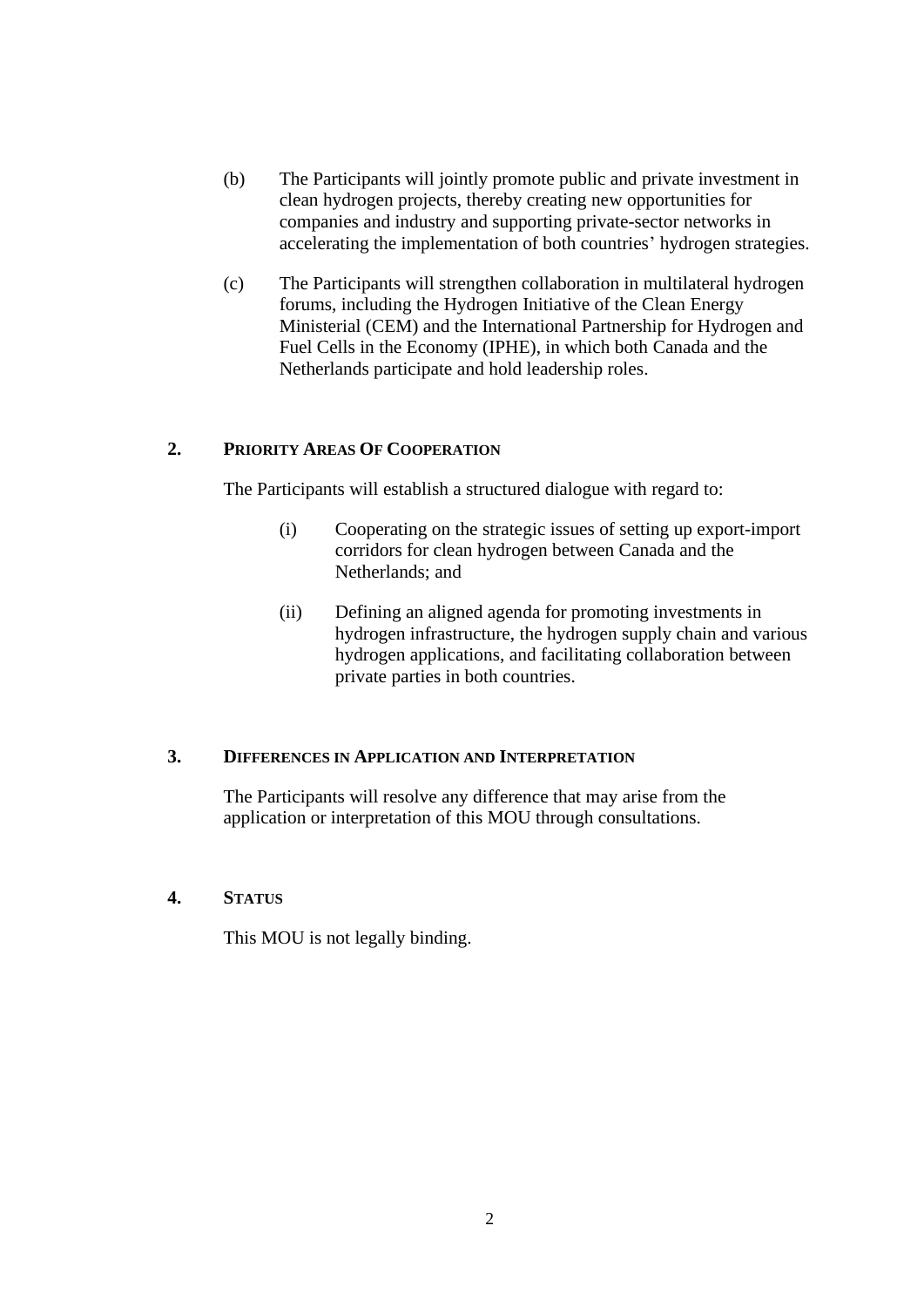(b) The Participants will jointly promote public and private investment in clean hydrogen projects, thereby creating new opportunities for companies and industry and supporting private-sector networks in accelerating the implementation of both countries' hydrogen strategies.

(c) The Participants will strengthen collaboration in multilateral hydrogen forums, including the Hydrogen Initiative of the Clean Energy Ministerial (CEM) and the International Partnership for Hydrogen and Fuel Cells in the Economy (IPHE), in which both Canada and the Netherlands participate and hold leadership roles.

## 2. PRIORITY AREAS OF COOPERATION

The Participants will establish a structured dialogue with regard to:

(i) Cooperating on the strategic issues of setting up export-import corridors for clean hydrogen between Canada and the Netherlands; and

(ii) Defining an aligned agenda for promoting investments in hydrogen infrastructure, the hydrogen supply chain and various hydrogen applications, and facilitating collaboration between private parties in both countries.

## 3. DIFFERENCES IN APPLICATION AND INTERPRETATION

The Participants will resolve any difference that may arise from the application or interpretation of this MOU through consultations.

## 4. STATUS

This MOU is not legally binding.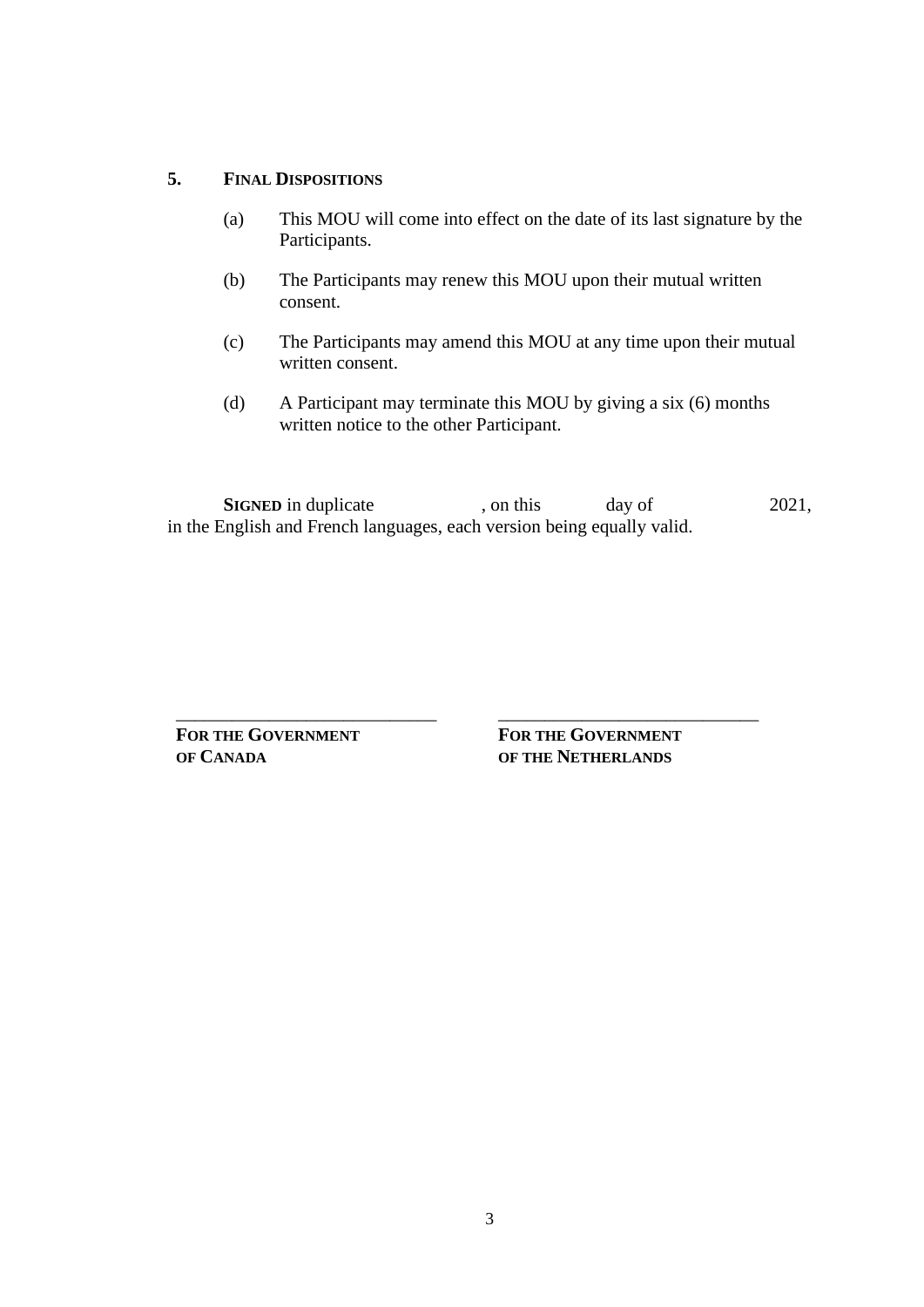## 5. Final Dispositions

(a) This MOU will come into effect on the date of its last signature by the Participants.

(b) The Participants may renew this MOU upon their mutual written consent.

(c) The Participants may amend this MOU at any time upon their mutual written consent.

(d) A Participant may terminate this MOU by giving a six (6) months written notice to the other Participant.

**Signed** in duplicate , on this day of 2021, in the English and French languages, each version being equally valid.

| | |
|---|---|
| ____________________________ | ____________________________ |
| **For the Government of Canada** | **For the Government of the Netherlands** |